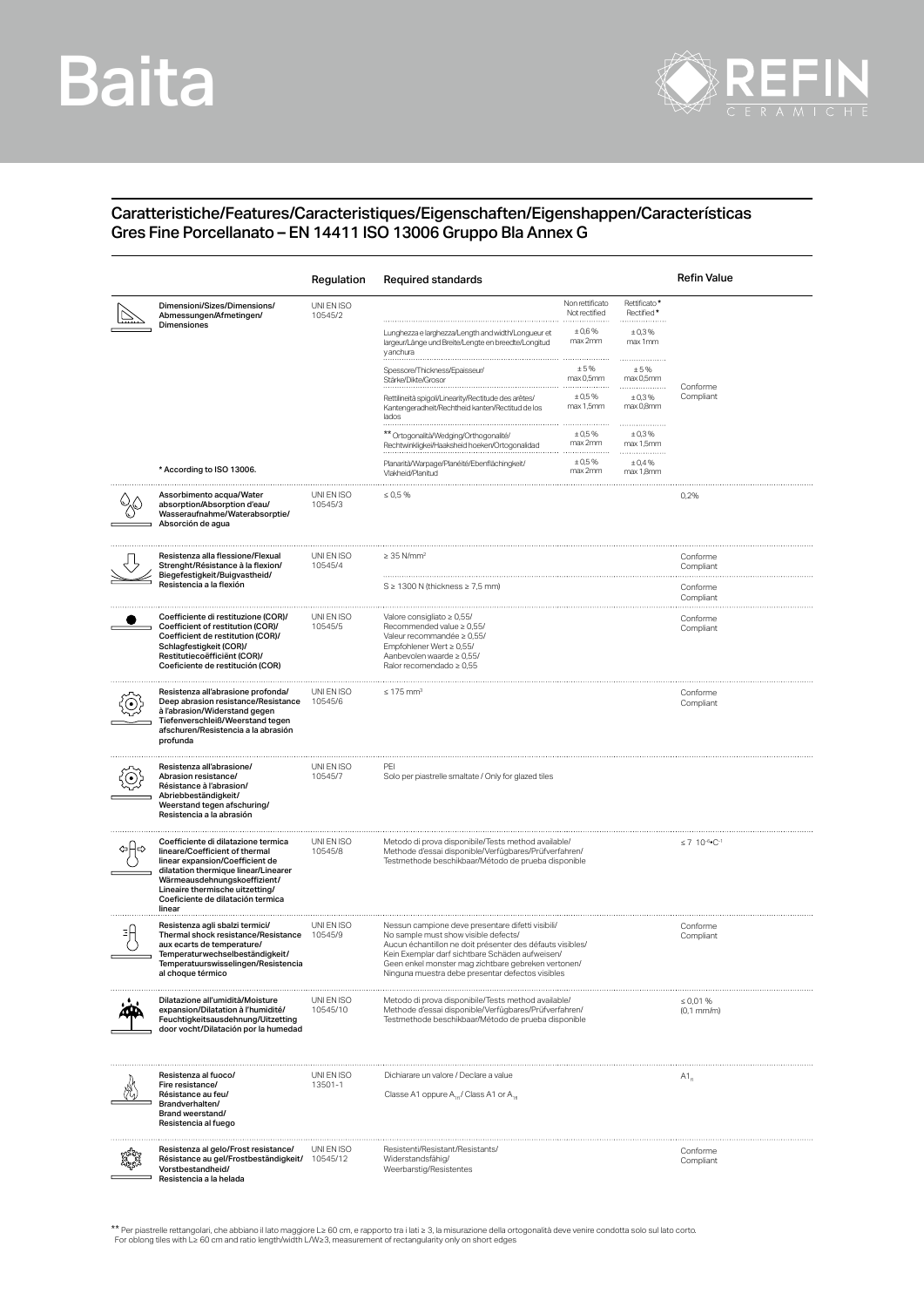# Baita

REFIN CERAMICHE

## Caratteristiche/Features/Caracteristiques/Eigenschaften/Eigenshappen/Características
## Gres Fine Porcellanato – EN 14411 ISO 13006 Gruppo Bla Annex G

| | Regulation | Required standards | Non rettificato Not rectified | Rettificato* Rectified* | Refin Value |
|---|---|---|---|---|---|
| **Dimensioni/Sizes/Dimensions/ Abmessungen/Afmetingen/ Dimensiones** | UNI EN ISO 10545/2 | | | | Conforme Compliant |
| | | Lunghezza e larghezza/Length and width/Longueur et largeur/Länge und Breite/Lengte en breedte/Longitud y anchura | ± 0,6 % max 2mm | ± 0,3 % max 1mm | |
| | | Spessore/Thickness/Epaisseur/ Stärke/Dikte/Grosor | ± 5 % max 0,5mm | ± 5 % max 0,5mm | |
| | | Rettilineità spigoli/Linearity/Rectitude des arêtes/ Kantengeradheit/Rechtheid kanten/Rectitud de los lados | ± 0,5 % max 1,5mm | ± 0,3 % max 0,8mm | |
| | | ** Ortogonalità/Wedging/Orthogonalité/ Rechtwinkligkeit/Haaksheid hoeken/Ortogonalidad | ± 0,5 % max 2mm | ± 0,3 % max 1,5mm | |
| * According to ISO 13006. | | Planarità/Warpage/Planéité/Ebenflächingkeit/ Vlakheid/Planitud | ± 0,5 % max 2mm | ± 0,4 % max 1,8mm | |
| **Assorbimento acqua/Water absorption/Absorption d'eau/ Wasseraufnahme/Waterabsorptie/ Absorción de agua** | UNI EN ISO 10545/3 | ≤ 0,5 % | | | 0,2% |
| **Resistenza alla flessione/Flexual Strenght/Résistance à la flexion/ Biegefestigkeit/Buigvastheid/ Resistencia a la flexión** | UNI EN ISO 10545/4 | ≥ 35 N/mm² | | | Conforme Compliant |
| | | S ≥ 1300 N (thickness ≥ 7,5 mm) | | | Conforme Compliant |
| **Coefficiente di restituzione (COR)/ Coefficient of restitution (COR)/ Coefficient de restitution (COR)/ Schlagfestigkeit (COR)/ Restitutiecoëfficiënt (COR)/ Coeficiente de restitución (COR)** | UNI EN ISO 10545/5 | Valore consigliato ≥ 0,55/ Recommended value ≥ 0,55/ Valeur recommandée ≥ 0,55/ Empfohlener Wert ≥ 0,55/ Aanbevolen waarde ≥ 0,55/ Ralor recomendado ≥ 0,55 | | | Conforme Compliant |
| **Resistenza all'abrasione profonda/ Deep abrasion resistance/Resistance à l'abrasion/Widerstand gegen Tiefenverschleiß/Weerstand tegen afschuren/Resistencia a la abrasión profunda** | UNI EN ISO 10545/6 | ≤ 175 mm³ | | | Conforme Compliant |
| **Resistenza all'abrasione/ Abrasion resistance/ Résistance à l'abrasion/ Abriebbeständigkeit/ Weerstand tegen afschuring/ Resistencia a la abrasión** | UNI EN ISO 10545/7 | PEI Solo per piastrelle smaltate / Only for glazed tiles | | | |
| **Coefficiente di dilatazione termica lineare/Coefficient of thermal linear expansion/Coefficient de dilatation thermique linear/Linearer Wärmeausdehnungskoeffizient/ Lineaire thermische uitzetting/ Coeficiente de dilatación termica linear** | UNI EN ISO 10545/8 | Metodo di prova disponibile/Tests method available/ Methode d'essai disponible/Verfügbares/Prüfverfahren/ Testmethode beschikbaar/Método de prueba disponible | | | $\leq 7 \ 10^{-6} \bullet C^{-1}$ |
| **Resistenza agli sbalzi termici/ Thermal shock resistance/Resistance aux ecarts de temperature/ Temperaturwechselbeständigkeit/ Temperatuurswisselingen/Resistencia al choque térmico** | UNI EN ISO 10545/9 | Nessun campione deve presentare difetti visibili/ No sample must show visible defects/ Aucun échantillon ne doit présenter des défauts visibles/ Kein Exemplar darf sichtbare Schäden aufweisen/ Geen enkel monster mag zichtbare gebreken vertonen/ Ninguna muestra debe presentar defectos visibles | | | Conforme Compliant |
| **Dilatazione all'umidità/Moisture expansion/Dilatation à l'humidité/ Feuchtigkeitsausdehnung/Uitzetting door vocht/Dilatación por la humedad** | UNI EN ISO 10545/10 | Metodo di prova disponibile/Tests method available/ Methode d'essai disponible/Verfügbares/Prüfverfahren/ Testmethode beschikbaar/Método de prueba disponible | | | ≤ 0,01 % (0,1 mm/m) |
| **Resistenza al fuoco/ Fire resistance/ Résistance au feu/ Brandverhalten/ Brand weerstand/ Resistencia al fuego** | UNI EN ISO 13501-1 | Dichiarare un valore / Declare a value<br>Classe A1 oppure $A_{1fl}$ / Class A1 or $A_{1fl}$ | | | $A1_{fl}$ |
| **Resistenza al gelo/Frost resistance/ Résistance au gel/Frostbeständigkeit/ Vorstbestandheid/ Resistencia a la helada** | UNI EN ISO 10545/12 | Resistenti/Resistant/Resistants/ Widerstandsfähig/ Weerbarstig/Resistentes | | | Conforme Compliant |

** Per piastrelle rettangolari, che abbiano il lato maggiore L≥ 60 cm, e rapporto tra i lati ≥ 3, la misurazione della ortogonalità deve venire condotta solo sul lato corto.
For oblong tiles with L≥ 60 cm and ratio length/width L/W≥3, measurement of rectangularity only on short edges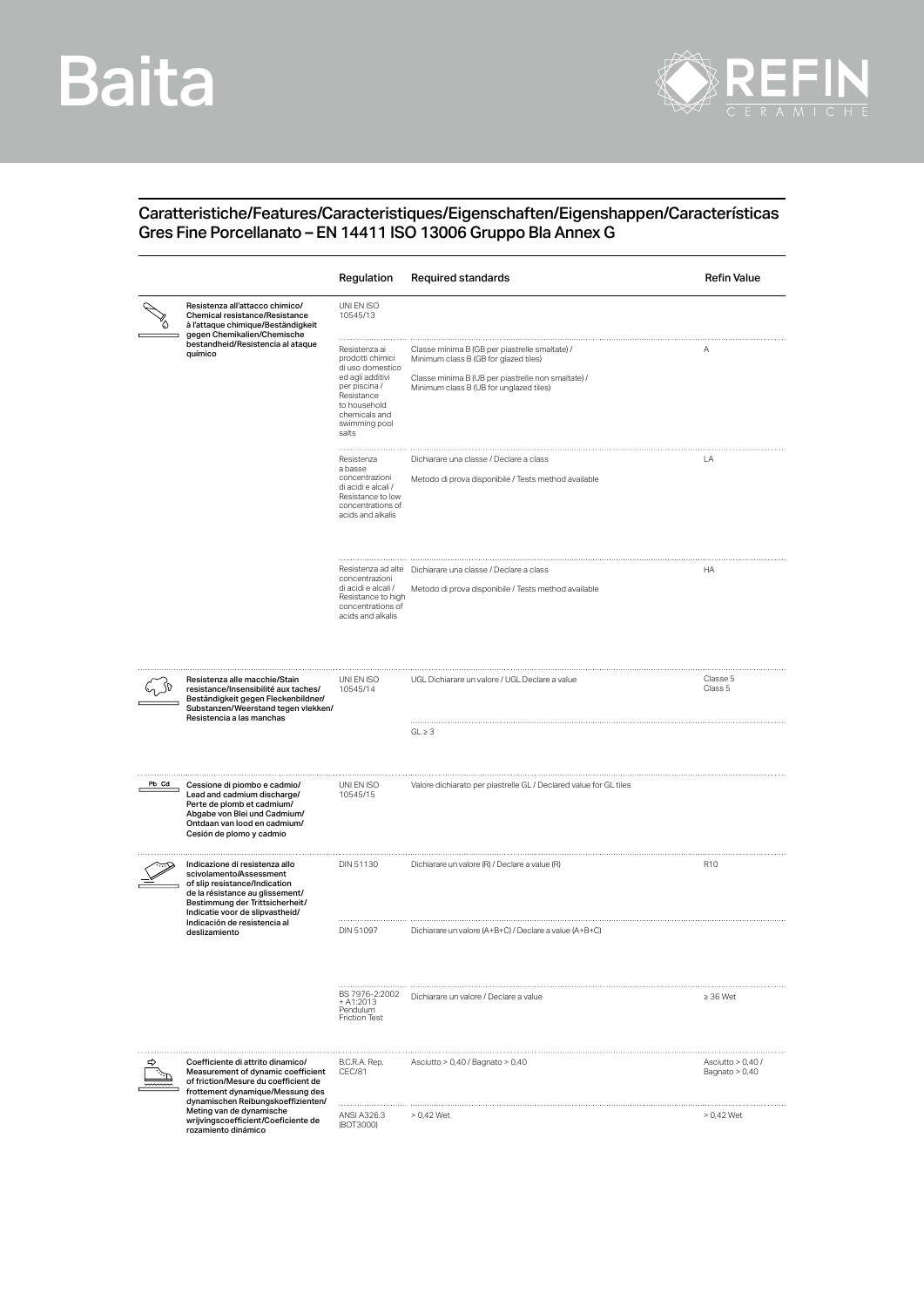# Baita

REFIN CERAMICHE

## Caratteristiche/Features/Caracteristiques/Eigenschaften/Eigenshappen/Características Gres Fine Porcellanato – EN 14411 ISO 13006 Gruppo Bla Annex G

| | Regulation | Required standards | Refin Value |
|---|---|---|---|
| Resistenza all'attacco chimico/ Chemical resistance/Resistance à l'attaque chimique/Beständigkeit gegen Chemikalien/Chemische bestandheid/Resistencia al ataque químico | UNI EN ISO 10545/13 | | |
| | Resistenza ai prodotti chimici di uso domestico ed agli additivi per piscina / Resistance to household chemicals and swimming pool salts | Classe minima B (GB per piastrelle smaltate) / Minimum class B (GB for glazed tiles)<br>Classe minima B (UB per piastrelle non smaltate) / Minimum class B (UB for unglazed tiles) | A |
| | Resistenza a basse concentrazioni di acidi e alcali / Resistance to low concentrations of acids and alkalis | Dichiarare una classe / Declare a class<br>Metodo di prova disponibile / Tests method available | LA |
| | Resistenza ad alte concentrazioni di acidi e alcali / Resistance to high concentrations of acids and alkalis | Dichiarare una classe / Declare a class<br>Metodo di prova disponibile / Tests method available | HA |
| Resistenza alle macchie/Stain resistance/Insensibilité aux taches/ Beständigkeit gegen Fleckenbildner/ Substanzen/Weerstand tegen vlekken/ Resistencia a las manchas | UNI EN ISO 10545/14 | UGL Dichiarare un valore / UGL Declare a value | Classe 5<br>Class 5 |
| | | GL ≥ 3 | |
| Cessione di piombo e cadmio/ Lead and cadmium discharge/ Perte de plomb et cadmium/ Abgabe von Blei und Cadmium/ Ontdaan van lood en cadmium/ Cesión de plomo y cadmio | UNI EN ISO 10545/15 | Valore dichiarato per piastrelle GL / Declared value for GL tiles | |
| Indicazione di resistenza allo scivolamento/Assessment of slip resistance/Indication de la résistance au glissement/ Bestimmung der Trittsicherheit/ Indicatie voor de slipvastheid/ Indicación de resistencia al deslizamiento | DIN 51130 | Dichiarare un valore (R) / Declare a value (R) | R10 |
| | DIN 51097 | Dichiarare un valore (A+B+C) / Declare a value (A+B+C) | |
| | BS 7976-2:2002 + A1:2013 Pendulum Friction Test | Dichiarare un valore / Declare a value | ≥ 36 Wet |
| Coefficiente di attrito dinamico/ Measurement of dynamic coefficient of friction/Mesure du coefficient de frottement dynamique/Messung des dynamischen Reibungskoeffizienten/ Meting van de dynamische wrijvingscoefficient/Coeficiente de rozamiento dinámico | B.C.R.A. Rep. CEC/81 | Asciutto > 0,40 / Bagnato > 0,40 | Asciutto > 0,40 / Bagnato > 0,40 |
| | ANSI A326.3 (BOT3000) | > 0,42 Wet | > 0,42 Wet |